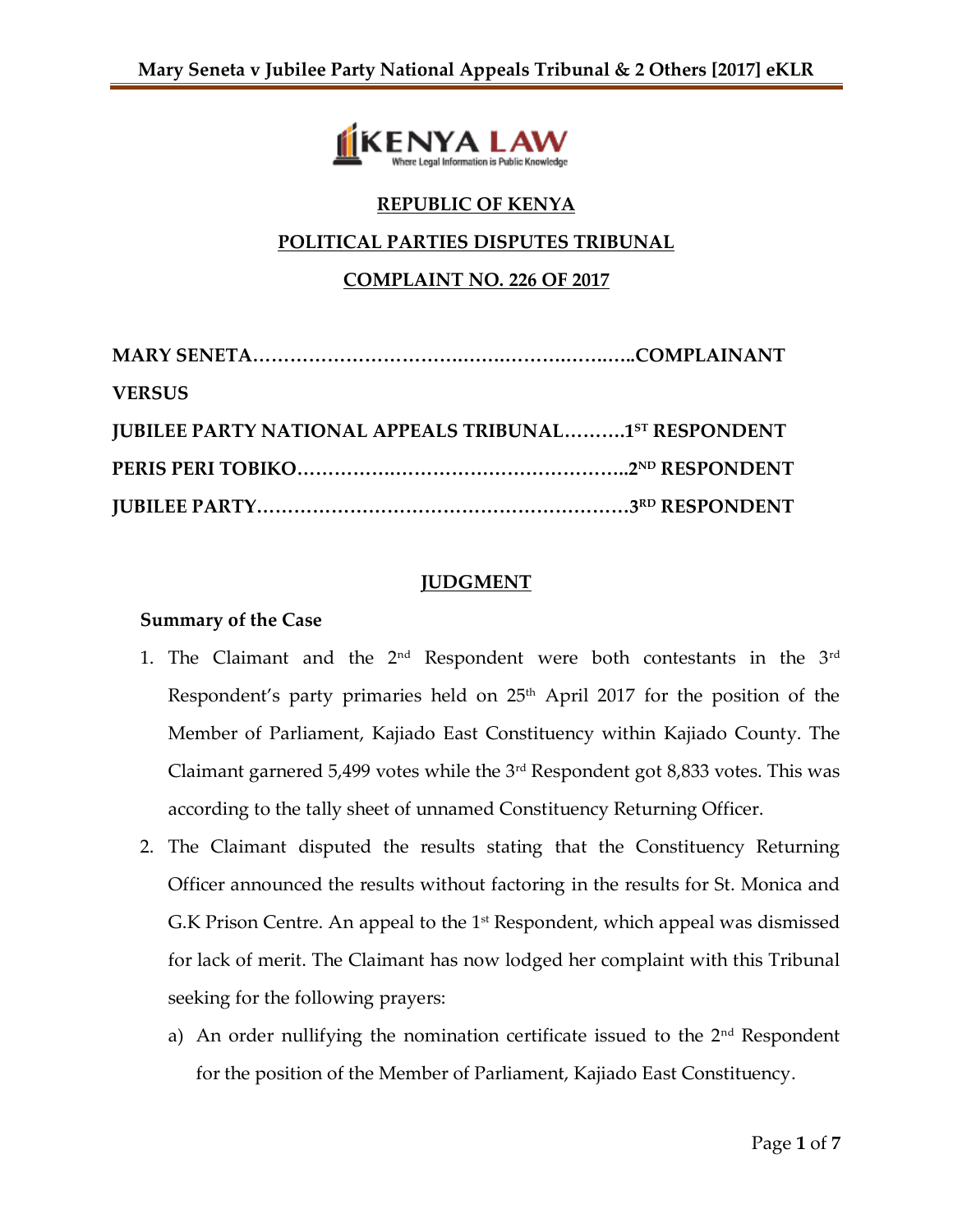**REPUBLIC OF KENYA**

**POLITICAL PARTIES DISPUTES TRIBUNAL**

**COMPLAINT NO. 226 OF 2017**

**MARY SENETA……………………………………………………….COMPLAINANT**

**VERSUS**

**JUBILEE PARTY NATIONAL APPEALS TRIBUNAL……….1ST RESPONDENT**

**PERIS PERI TOBIKO……………………………………………..2ND RESPONDENT**

**JUBILEE PARTY…………………………………………………3RD RESPONDENT**

**JUDGMENT**

**Summary of the Case**

1. The Claimant and the 2nd Respondent were both contestants in the 3rd Respondent's party primaries held on 25th April 2017 for the position of the Member of Parliament, Kajiado East Constituency within Kajiado County. The Claimant garnered 5,499 votes while the 3rd Respondent got 8,833 votes. This was according to the tally sheet of unnamed Constituency Returning Officer.
2. The Claimant disputed the results stating that the Constituency Returning Officer announced the results without factoring in the results for St. Monica and G.K Prison Centre. An appeal to the 1st Respondent, which appeal was dismissed for lack of merit. The Claimant has now lodged her complaint with this Tribunal seeking for the following prayers:
   a) An order nullifying the nomination certificate issued to the 2nd Respondent for the position of the Member of Parliament, Kajiado East Constituency.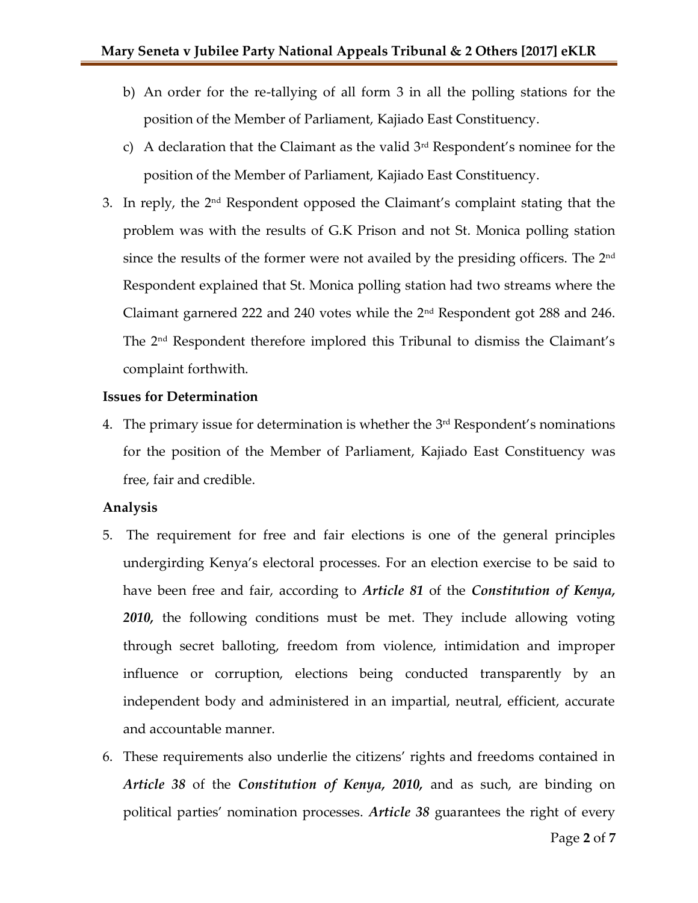b) An order for the re-tallying of all form 3 in all the polling stations for the position of the Member of Parliament, Kajiado East Constituency.

c) A declaration that the Claimant as the valid 3rd Respondent's nominee for the position of the Member of Parliament, Kajiado East Constituency.

3. In reply, the 2nd Respondent opposed the Claimant's complaint stating that the problem was with the results of G.K Prison and not St. Monica polling station since the results of the former were not availed by the presiding officers. The 2nd Respondent explained that St. Monica polling station had two streams where the Claimant garnered 222 and 240 votes while the 2nd Respondent got 288 and 246. The 2nd Respondent therefore implored this Tribunal to dismiss the Claimant's complaint forthwith.

**Issues for Determination**

4. The primary issue for determination is whether the 3rd Respondent's nominations for the position of the Member of Parliament, Kajiado East Constituency was free, fair and credible.

**Analysis**

5. The requirement for free and fair elections is one of the general principles undergirding Kenya's electoral processes. For an election exercise to be said to have been free and fair, according to ***Article 81*** of the ***Constitution of Kenya, 2010,*** the following conditions must be met. They include allowing voting through secret balloting, freedom from violence, intimidation and improper influence or corruption, elections being conducted transparently by an independent body and administered in an impartial, neutral, efficient, accurate and accountable manner.

6. These requirements also underlie the citizens' rights and freedoms contained in ***Article 38*** of the ***Constitution of Kenya, 2010,*** and as such, are binding on political parties' nomination processes. ***Article 38*** guarantees the right of every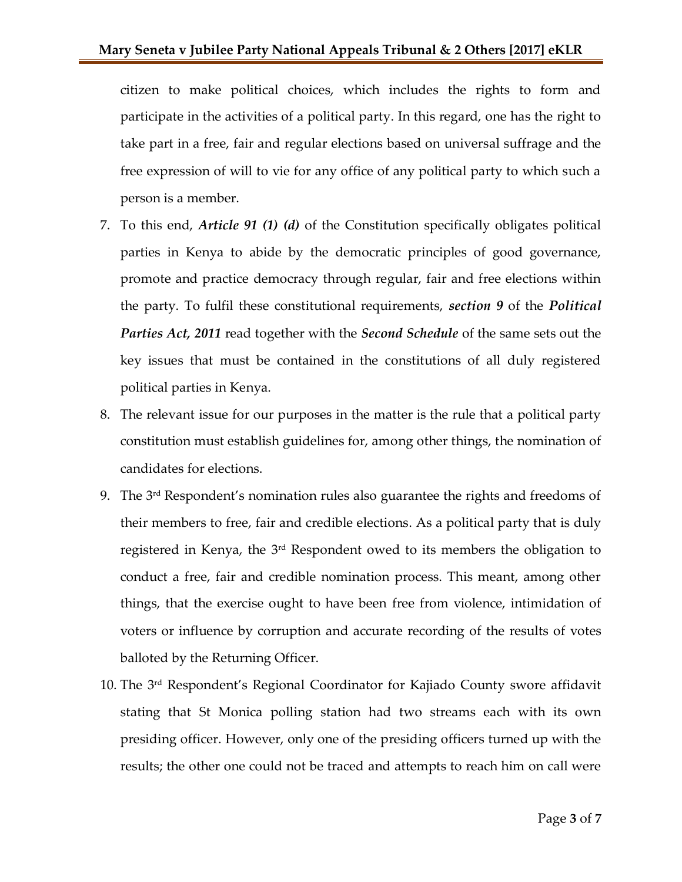citizen to make political choices, which includes the rights to form and participate in the activities of a political party. In this regard, one has the right to take part in a free, fair and regular elections based on universal suffrage and the free expression of will to vie for any office of any political party to which such a person is a member.

7. To this end, ***Article 91 (1) (d)*** of the Constitution specifically obligates political parties in Kenya to abide by the democratic principles of good governance, promote and practice democracy through regular, fair and free elections within the party. To fulfil these constitutional requirements, ***section 9*** of the ***Political Parties Act, 2011*** read together with the ***Second Schedule*** of the same sets out the key issues that must be contained in the constitutions of all duly registered political parties in Kenya.
8. The relevant issue for our purposes in the matter is the rule that a political party constitution must establish guidelines for, among other things, the nomination of candidates for elections.
9. The 3rd Respondent's nomination rules also guarantee the rights and freedoms of their members to free, fair and credible elections. As a political party that is duly registered in Kenya, the 3rd Respondent owed to its members the obligation to conduct a free, fair and credible nomination process. This meant, among other things, that the exercise ought to have been free from violence, intimidation of voters or influence by corruption and accurate recording of the results of votes balloted by the Returning Officer.
10. The 3rd Respondent's Regional Coordinator for Kajiado County swore affidavit stating that St Monica polling station had two streams each with its own presiding officer. However, only one of the presiding officers turned up with the results; the other one could not be traced and attempts to reach him on call were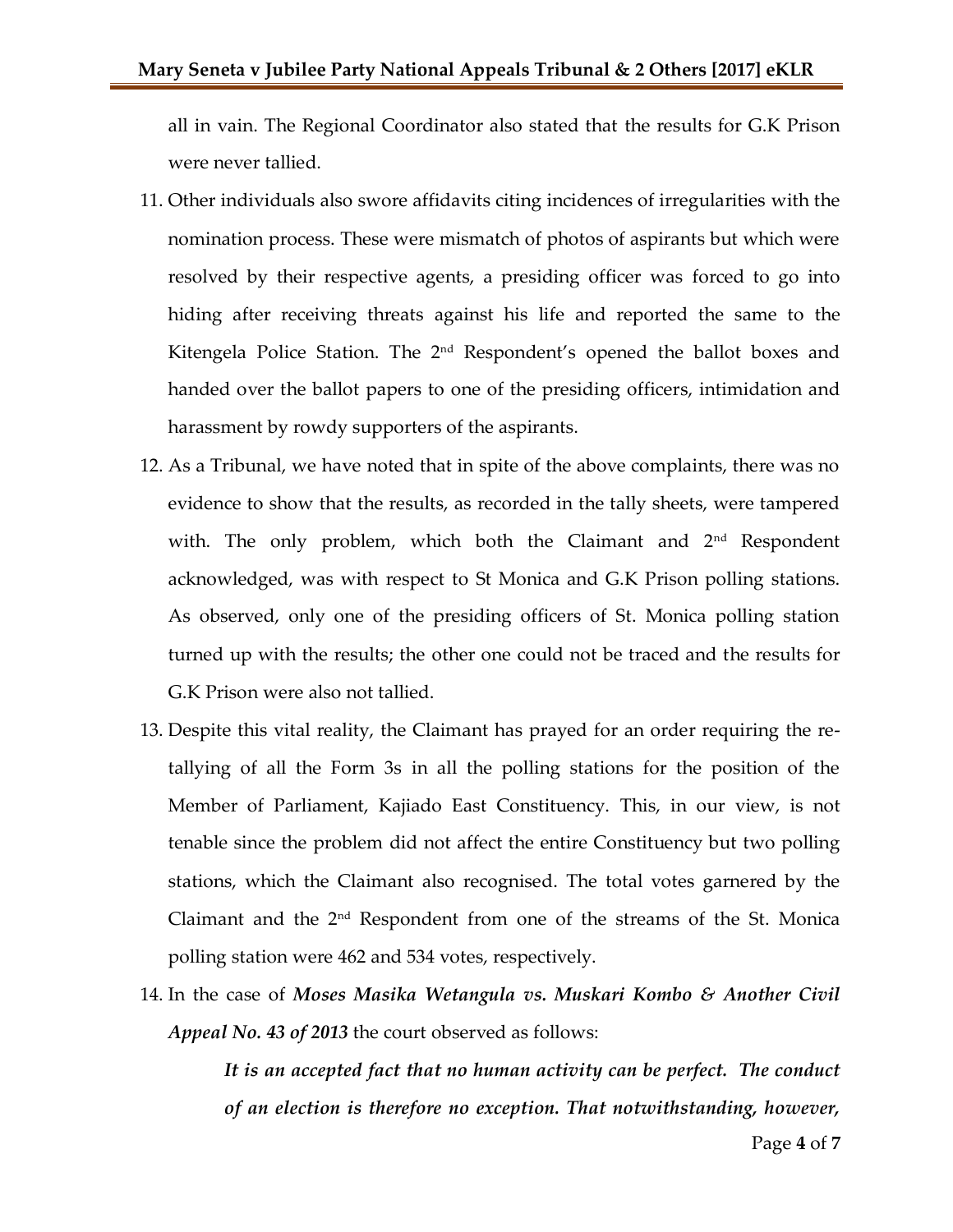all in vain. The Regional Coordinator also stated that the results for G.K Prison were never tallied.

11. Other individuals also swore affidavits citing incidences of irregularities with the nomination process. These were mismatch of photos of aspirants but which were resolved by their respective agents, a presiding officer was forced to go into hiding after receiving threats against his life and reported the same to the Kitengela Police Station. The 2nd Respondent's opened the ballot boxes and handed over the ballot papers to one of the presiding officers, intimidation and harassment by rowdy supporters of the aspirants.

12. As a Tribunal, we have noted that in spite of the above complaints, there was no evidence to show that the results, as recorded in the tally sheets, were tampered with. The only problem, which both the Claimant and 2nd Respondent acknowledged, was with respect to St Monica and G.K Prison polling stations. As observed, only one of the presiding officers of St. Monica polling station turned up with the results; the other one could not be traced and the results for G.K Prison were also not tallied.

13. Despite this vital reality, the Claimant has prayed for an order requiring the re-tallying of all the Form 3s in all the polling stations for the position of the Member of Parliament, Kajiado East Constituency. This, in our view, is not tenable since the problem did not affect the entire Constituency but two polling stations, which the Claimant also recognised. The total votes garnered by the Claimant and the 2nd Respondent from one of the streams of the St. Monica polling station were 462 and 534 votes, respectively.

14. In the case of ***Moses Masika Wetangula vs. Muskari Kombo & Another Civil Appeal No. 43 of 2013*** the court observed as follows:

    ***It is an accepted fact that no human activity can be perfect. The conduct of an election is therefore no exception. That notwithstanding, however,***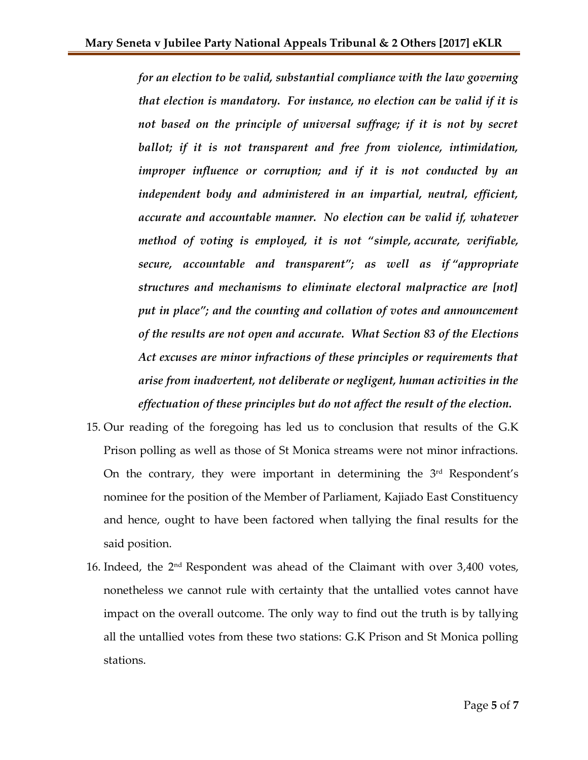> ***for an election to be valid, substantial compliance with the law governing that election is mandatory. For instance, no election can be valid if it is not based on the principle of universal suffrage; if it is not by secret ballot; if it is not transparent and free from violence, intimidation, improper influence or corruption; and if it is not conducted by an independent body and administered in an impartial, neutral, efficient, accurate and accountable manner. No election can be valid if, whatever method of voting is employed, it is not "simple, accurate, verifiable, secure, accountable and transparent"; as well as if "appropriate structures and mechanisms to eliminate electoral malpractice are [not] put in place"; and the counting and collation of votes and announcement of the results are not open and accurate. What Section 83 of the Elections Act excuses are minor infractions of these principles or requirements that arise from inadvertent, not deliberate or negligent, human activities in the effectuation of these principles but do not affect the result of the election.***

15. Our reading of the foregoing has led us to conclusion that results of the G.K Prison polling as well as those of St Monica streams were not minor infractions. On the contrary, they were important in determining the 3rd Respondent's nominee for the position of the Member of Parliament, Kajiado East Constituency and hence, ought to have been factored when tallying the final results for the said position.

16. Indeed, the 2nd Respondent was ahead of the Claimant with over 3,400 votes, nonetheless we cannot rule with certainty that the untallied votes cannot have impact on the overall outcome. The only way to find out the truth is by tallying all the untallied votes from these two stations: G.K Prison and St Monica polling stations.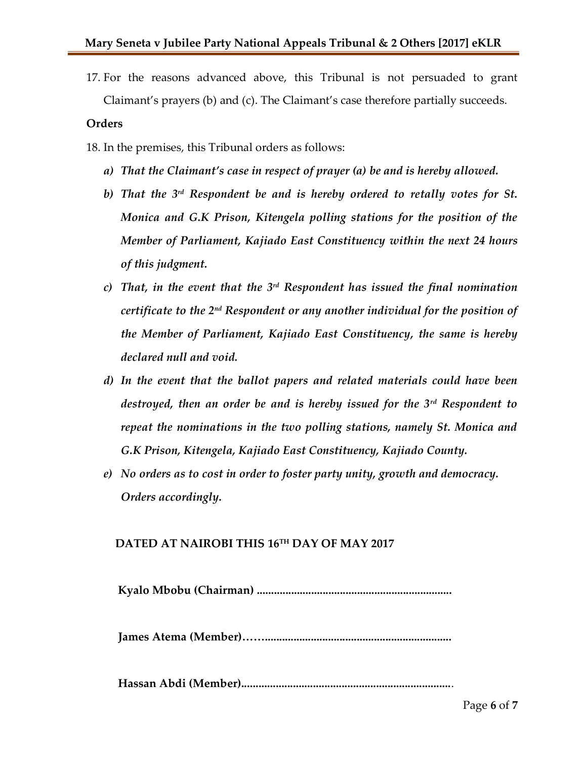17. For the reasons advanced above, this Tribunal is not persuaded to grant Claimant's prayers (b) and (c). The Claimant's case therefore partially succeeds.

**Orders**

18. In the premises, this Tribunal orders as follows:

   *a) That the Claimant's case in respect of prayer (a) be and is hereby allowed.*

   *b) That the 3rd Respondent be and is hereby ordered to retally votes for St. Monica and G.K Prison, Kitengela polling stations for the position of the Member of Parliament, Kajiado East Constituency within the next 24 hours of this judgment.*

   *c) That, in the event that the 3rd Respondent has issued the final nomination certificate to the 2nd Respondent or any another individual for the position of the Member of Parliament, Kajiado East Constituency, the same is hereby declared null and void.*

   *d) In the event that the ballot papers and related materials could have been destroyed, then an order be and is hereby issued for the 3rd Respondent to repeat the nominations in the two polling stations, namely St. Monica and G.K Prison, Kitengela, Kajiado East Constituency, Kajiado County.*

   *e) No orders as to cost in order to foster party unity, growth and democracy. Orders accordingly.*

**DATED AT NAIROBI THIS 16TH DAY OF MAY 2017**

**Kyalo Mbobu (Chairman) ..................................................................**

**James Atema (Member)……..................................................................**

**Hassan Abdi (Member)..........................................................................**